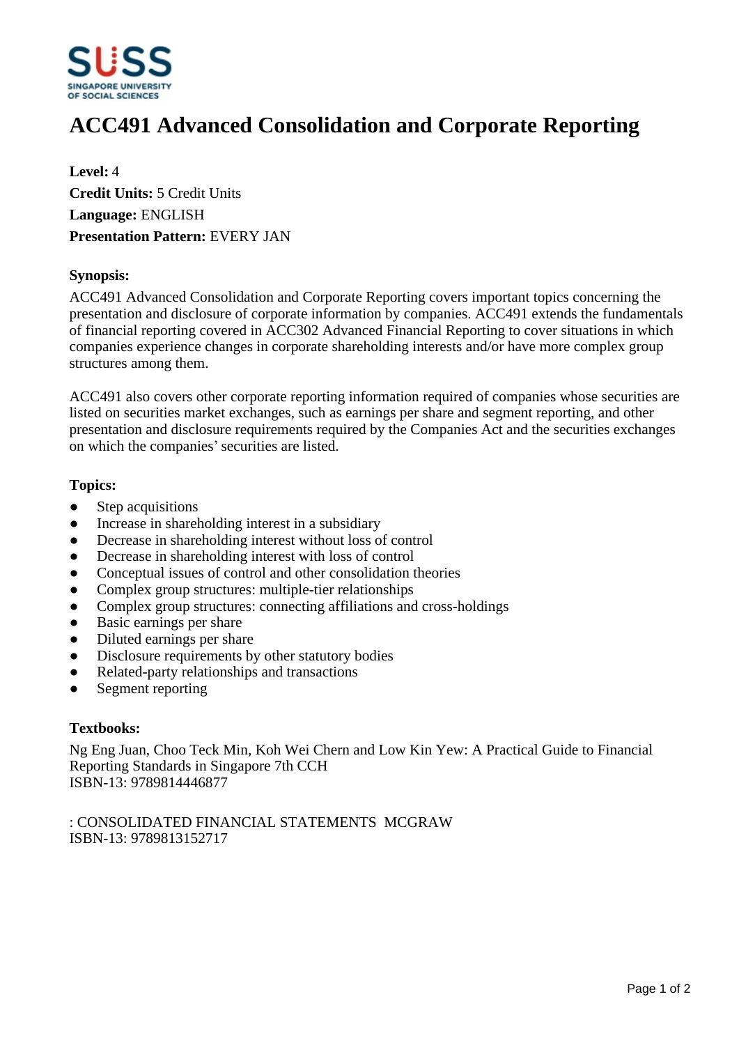# ACC491 Advanced Consolidation and Corporate Reporting

**Level:** 4
**Credit Units:** 5 Credit Units
**Language:** ENGLISH
**Presentation Pattern:** EVERY JAN

### Synopsis:

ACC491 Advanced Consolidation and Corporate Reporting covers important topics concerning the presentation and disclosure of corporate information by companies. ACC491 extends the fundamentals of financial reporting covered in ACC302 Advanced Financial Reporting to cover situations in which companies experience changes in corporate shareholding interests and/or have more complex group structures among them.

ACC491 also covers other corporate reporting information required of companies whose securities are listed on securities market exchanges, such as earnings per share and segment reporting, and other presentation and disclosure requirements required by the Companies Act and the securities exchanges on which the companies' securities are listed.

### Topics:

- Step acquisitions
- Increase in shareholding interest in a subsidiary
- Decrease in shareholding interest without loss of control
- Decrease in shareholding interest with loss of control
- Conceptual issues of control and other consolidation theories
- Complex group structures: multiple-tier relationships
- Complex group structures: connecting affiliations and cross-holdings
- Basic earnings per share
- Diluted earnings per share
- Disclosure requirements by other statutory bodies
- Related-party relationships and transactions
- Segment reporting

### Textbooks:

Ng Eng Juan, Choo Teck Min, Koh Wei Chern and Low Kin Yew: A Practical Guide to Financial Reporting Standards in Singapore 7th CCH
ISBN-13: 9789814446877

: CONSOLIDATED FINANCIAL STATEMENTS MCGRAW
ISBN-13: 9789813152717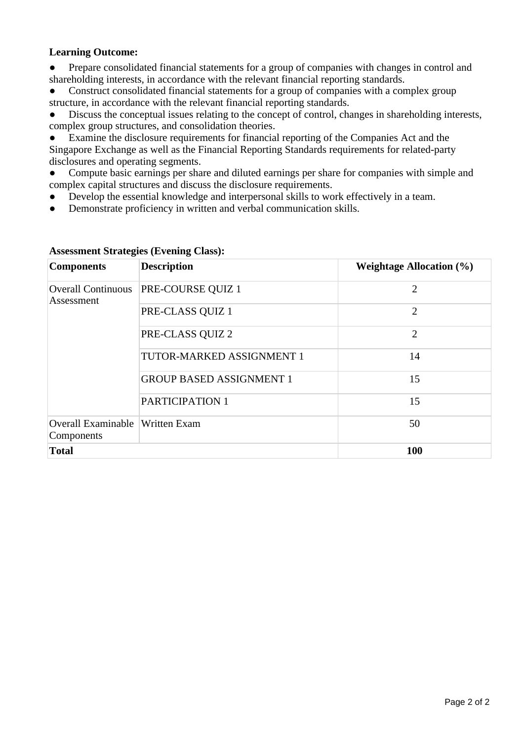**Learning Outcome:**

- Prepare consolidated financial statements for a group of companies with changes in control and shareholding interests, in accordance with the relevant financial reporting standards.
- Construct consolidated financial statements for a group of companies with a complex group structure, in accordance with the relevant financial reporting standards.
- Discuss the conceptual issues relating to the concept of control, changes in shareholding interests, complex group structures, and consolidation theories.
- Examine the disclosure requirements for financial reporting of the Companies Act and the Singapore Exchange as well as the Financial Reporting Standards requirements for related-party disclosures and operating segments.
- Compute basic earnings per share and diluted earnings per share for companies with simple and complex capital structures and discuss the disclosure requirements.
- Develop the essential knowledge and interpersonal skills to work effectively in a team.
- Demonstrate proficiency in written and verbal communication skills.

**Assessment Strategies (Evening Class):**

| **Components** | **Description** | **Weightage Allocation (%)** |
|---|---|---|
| Overall Continuous Assessment | PRE-COURSE QUIZ 1 | 2 |
| | PRE-CLASS QUIZ 1 | 2 |
| | PRE-CLASS QUIZ 2 | 2 |
| | TUTOR-MARKED ASSIGNMENT 1 | 14 |
| | GROUP BASED ASSIGNMENT 1 | 15 |
| | PARTICIPATION 1 | 15 |
| Overall Examinable Components | Written Exam | 50 |
| **Total** | | **100** |